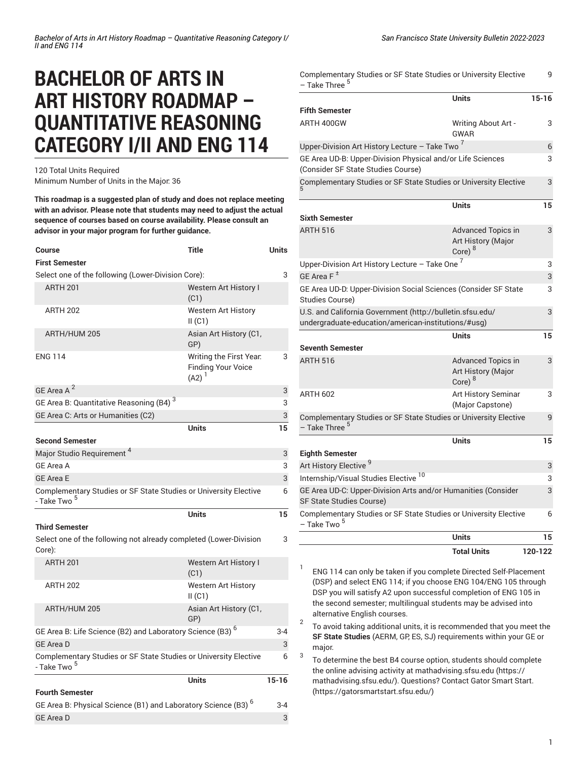# BACHELOR OF ARTS IN ART HISTORY ROADMAP – QUANTITATIVE REASONING CATEGORY I/II AND ENG 114

120 Total Units Required
Minimum Number of Units in the Major: 36

**This roadmap is a suggested plan of study and does not replace meeting with an advisor. Please note that students may need to adjust the actual sequence of courses based on course availability. Please consult an advisor in your major program for further guidance.**

| Course | Title | Units |
|---|---|---|
| **First Semester** | | |
| Select one of the following (Lower-Division Core): | | 3 |
| ARTH 201 | Western Art History I (C1) | |
| ARTH 202 | Western Art History II (C1) | |
| ARTH/HUM 205 | Asian Art History (C1, GP) | |
| ENG 114 | Writing the First Year: Finding Your Voice (A2) [1] | 3 |
| GE Area A [2] | | 3 |
| GE Area B: Quantitative Reasoning (B4) [3] | | 3 |
| GE Area C: Arts or Humanities (C2) | | 3 |
| | **Units** | **15** |
| **Second Semester** | | |
| Major Studio Requirement [4] | | 3 |
| GE Area A | | 3 |
| GE Area E | | 3 |
| Complementary Studies or SF State Studies or University Elective - Take Two [5] | | 6 |
| | **Units** | **15** |
| **Third Semester** | | |
| Select one of the following not already completed (Lower-Division Core): | | 3 |
| ARTH 201 | Western Art History I (C1) | |
| ARTH 202 | Western Art History II (C1) | |
| ARTH/HUM 205 | Asian Art History (C1, GP) | |
| GE Area B: Life Science (B2) and Laboratory Science (B3) [6] | | 3-4 |
| GE Area D | | 3 |
| Complementary Studies or SF State Studies or University Elective - Take Two [5] | | 6 |
| | **Units** | **15-16** |
| **Fourth Semester** | | |
| GE Area B: Physical Science (B1) and Laboratory Science (B3) [6] | | 3-4 |
| GE Area D | | 3 |
| Complementary Studies or SF State Studies or University Elective – Take Three [5] | | 9 |
| | **Units** | **15-16** |
| **Fifth Semester** | | |
| ARTH 400GW | Writing About Art - GWAR | 3 |
| Upper-Division Art History Lecture – Take Two [7] | | 6 |
| GE Area UD-B: Upper-Division Physical and/or Life Sciences (Consider SF State Studies Course) | | 3 |
| Complementary Studies or SF State Studies or University Elective [5] | | 3 |
| | **Units** | **15** |
| **Sixth Semester** | | |
| ARTH 516 | Advanced Topics in Art History (Major Core) [8] | 3 |
| Upper-Division Art History Lecture – Take One [7] | | 3 |
| GE Area F [±] | | 3 |
| GE Area UD-D: Upper-Division Social Sciences (Consider SF State Studies Course) | | 3 |
| U.S. and California Government (http://bulletin.sfsu.edu/undergraduate-education/american-institutions/#usg) | | 3 |
| | **Units** | **15** |
| **Seventh Semester** | | |
| ARTH 516 | Advanced Topics in Art History (Major Core) [8] | 3 |
| ARTH 602 | Art History Seminar (Major Capstone) | 3 |
| Complementary Studies or SF State Studies or University Elective – Take Three [5] | | 9 |
| | **Units** | **15** |
| **Eighth Semester** | | |
| Art History Elective [9] | | 3 |
| Internship/Visual Studies Elective [10] | | 3 |
| GE Area UD-C: Upper-Division Arts and/or Humanities (Consider SF State Studies Course) | | 3 |
| Complementary Studies or SF State Studies or University Elective – Take Two [5] | | 6 |
| | **Units** | **15** |
| | **Total Units** | **120-122** |

1. ENG 114 can only be taken if you complete Directed Self-Placement (DSP) and select ENG 114; if you choose ENG 104/ENG 105 through DSP you will satisfy A2 upon successful completion of ENG 105 in the second semester; multilingual students may be advised into alternative English courses.
2. To avoid taking additional units, it is recommended that you meet the **SF State Studies** (AERM, GP, ES, SJ) requirements within your GE or major.
3. To determine the best B4 course option, students should complete the online advising activity at mathadvising.sfsu.edu (https://mathadvising.sfsu.edu/). Questions? Contact Gator Smart Start. (https://gatorsmartstart.sfsu.edu/)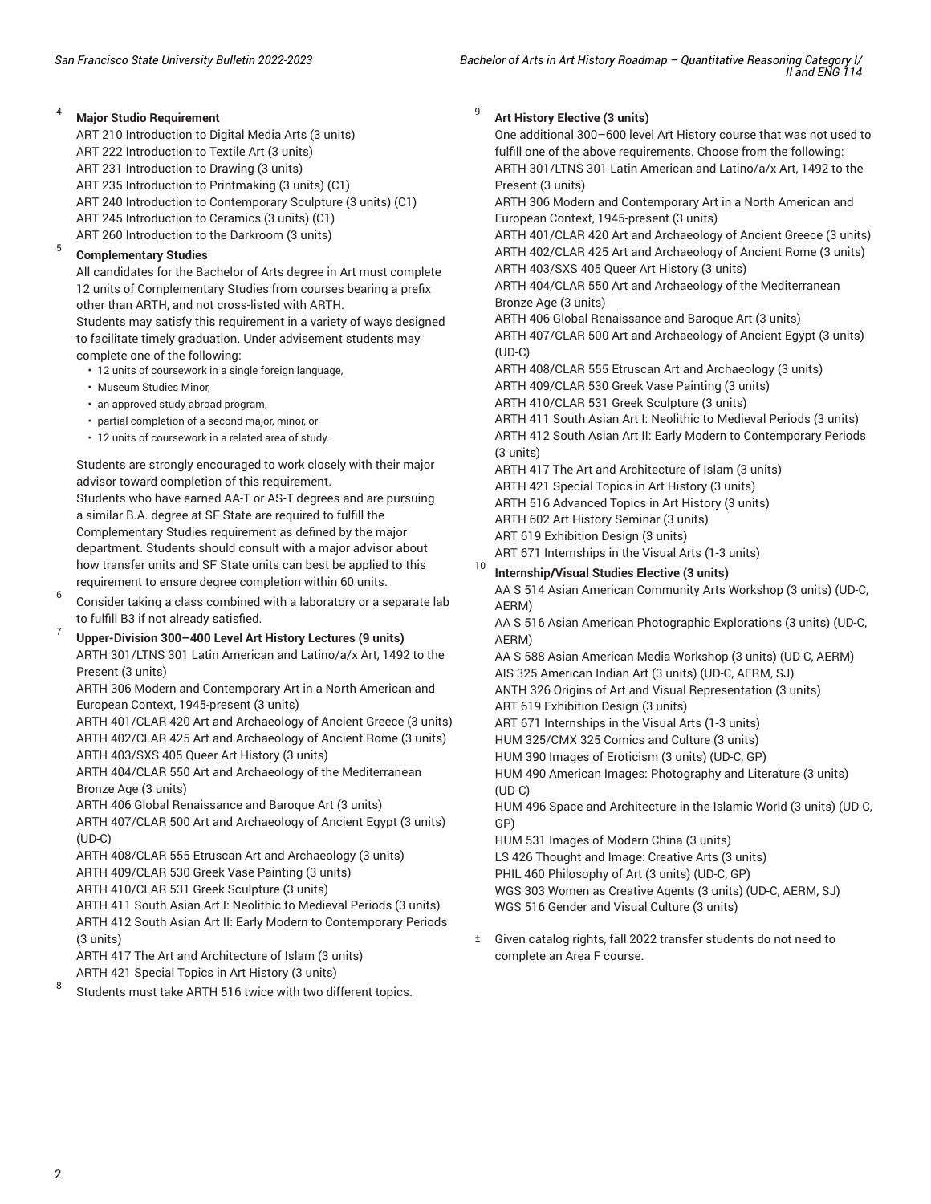[4] **Major Studio Requirement**

ART 210 Introduction to Digital Media Arts (3 units)
ART 222 Introduction to Textile Art (3 units)
ART 231 Introduction to Drawing (3 units)
ART 235 Introduction to Printmaking (3 units) (C1)
ART 240 Introduction to Contemporary Sculpture (3 units) (C1)
ART 245 Introduction to Ceramics (3 units) (C1)
ART 260 Introduction to the Darkroom (3 units)

[5] **Complementary Studies**

All candidates for the Bachelor of Arts degree in Art must complete 12 units of Complementary Studies from courses bearing a prefix other than ARTH, and not cross-listed with ARTH.
Students may satisfy this requirement in a variety of ways designed to facilitate timely graduation. Under advisement students may complete one of the following:

- 12 units of coursework in a single foreign language,
- Museum Studies Minor,
- an approved study abroad program,
- partial completion of a second major, minor, or
- 12 units of coursework in a related area of study.

Students are strongly encouraged to work closely with their major advisor toward completion of this requirement.
Students who have earned AA-T or AS-T degrees and are pursuing a similar B.A. degree at SF State are required to fulfill the Complementary Studies requirement as defined by the major department. Students should consult with a major advisor about how transfer units and SF State units can best be applied to this requirement to ensure degree completion within 60 units.

[6] Consider taking a class combined with a laboratory or a separate lab to fulfill B3 if not already satisfied.

[7] **Upper-Division 300–400 Level Art History Lectures (9 units)**

ARTH 301/LTNS 301 Latin American and Latino/a/x Art, 1492 to the Present (3 units)
ARTH 306 Modern and Contemporary Art in a North American and European Context, 1945-present (3 units)
ARTH 401/CLAR 420 Art and Archaeology of Ancient Greece (3 units)
ARTH 402/CLAR 425 Art and Archaeology of Ancient Rome (3 units)
ARTH 403/SXS 405 Queer Art History (3 units)
ARTH 404/CLAR 550 Art and Archaeology of the Mediterranean Bronze Age (3 units)
ARTH 406 Global Renaissance and Baroque Art (3 units)
ARTH 407/CLAR 500 Art and Archaeology of Ancient Egypt (3 units) (UD-C)
ARTH 408/CLAR 555 Etruscan Art and Archaeology (3 units)
ARTH 409/CLAR 530 Greek Vase Painting (3 units)
ARTH 410/CLAR 531 Greek Sculpture (3 units)
ARTH 411 South Asian Art I: Neolithic to Medieval Periods (3 units)
ARTH 412 South Asian Art II: Early Modern to Contemporary Periods (3 units)
ARTH 417 The Art and Architecture of Islam (3 units)
ARTH 421 Special Topics in Art History (3 units)

[8] Students must take ARTH 516 twice with two different topics.

[9] **Art History Elective (3 units)**

One additional 300–600 level Art History course that was not used to fulfill one of the above requirements. Choose from the following:
ARTH 301/LTNS 301 Latin American and Latino/a/x Art, 1492 to the Present (3 units)
ARTH 306 Modern and Contemporary Art in a North American and European Context, 1945-present (3 units)
ARTH 401/CLAR 420 Art and Archaeology of Ancient Greece (3 units)
ARTH 402/CLAR 425 Art and Archaeology of Ancient Rome (3 units)
ARTH 403/SXS 405 Queer Art History (3 units)
ARTH 404/CLAR 550 Art and Archaeology of the Mediterranean Bronze Age (3 units)
ARTH 406 Global Renaissance and Baroque Art (3 units)
ARTH 407/CLAR 500 Art and Archaeology of Ancient Egypt (3 units) (UD-C)
ARTH 408/CLAR 555 Etruscan Art and Archaeology (3 units)
ARTH 409/CLAR 530 Greek Vase Painting (3 units)
ARTH 410/CLAR 531 Greek Sculpture (3 units)
ARTH 411 South Asian Art I: Neolithic to Medieval Periods (3 units)
ARTH 412 South Asian Art II: Early Modern to Contemporary Periods (3 units)
ARTH 417 The Art and Architecture of Islam (3 units)
ARTH 421 Special Topics in Art History (3 units)
ARTH 516 Advanced Topics in Art History (3 units)
ARTH 602 Art History Seminar (3 units)
ART 619 Exhibition Design (3 units)
ART 671 Internships in the Visual Arts (1-3 units)

[10] **Internship/Visual Studies Elective (3 units)**

AA S 514 Asian American Community Arts Workshop (3 units) (UD-C, AERM)
AA S 516 Asian American Photographic Explorations (3 units) (UD-C, AERM)
AA S 588 Asian American Media Workshop (3 units) (UD-C, AERM)
AIS 325 American Indian Art (3 units) (UD-C, AERM, SJ)
ANTH 326 Origins of Art and Visual Representation (3 units)
ART 619 Exhibition Design (3 units)
ART 671 Internships in the Visual Arts (1-3 units)
HUM 325/CMX 325 Comics and Culture (3 units)
HUM 390 Images of Eroticism (3 units) (UD-C, GP)
HUM 490 American Images: Photography and Literature (3 units) (UD-C)
HUM 496 Space and Architecture in the Islamic World (3 units) (UD-C, GP)
HUM 531 Images of Modern China (3 units)
LS 426 Thought and Image: Creative Arts (3 units)
PHIL 460 Philosophy of Art (3 units) (UD-C, GP)
WGS 303 Women as Creative Agents (3 units) (UD-C, AERM, SJ)
WGS 516 Gender and Visual Culture (3 units)

± Given catalog rights, fall 2022 transfer students do not need to complete an Area F course.